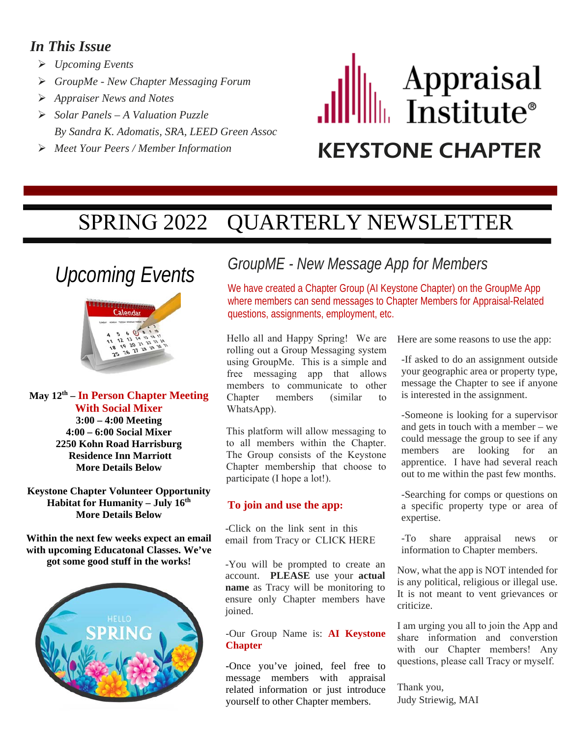## *In This Issue*

- *Upcoming Events*
- *GroupMe - New Chapter Messaging Forum*
- *Appraiser News and Notes*
- *Solar Panels – A Valuation Puzzle*
  *By Sandra K. Adomatis, SRA, LEED Green Assoc*
- *Meet Your Peers / Member Information*

Appraisal Institute®

KEYSTONE CHAPTER

# SPRING 2022 QUARTERLY NEWSLETTER

## *Upcoming Events*

**May 12th – In Person Chapter Meeting With Social Mixer**
**3:00 – 4:00 Meeting**
**4:00 – 6:00 Social Mixer**
**2250 Kohn Road Harrisburg**
**Residence Inn Marriott**
**More Details Below**

**Keystone Chapter Volunteer Opportunity**
**Habitat for Humanity – July 16th**
**More Details Below**

**Within the next few weeks expect an email with upcoming Educatonal Classes. We've got some good stuff in the works!**

## *GroupME - New Message App for Members*

We have created a Chapter Group (AI Keystone Chapter) on the GroupMe App where members can send messages to Chapter Members for Appraisal-Related questions, assignments, employment, etc.

Hello all and Happy Spring! We are rolling out a Group Messaging system using GroupMe. This is a simple and free messaging app that allows members to communicate to other Chapter members (similar to WhatsApp).

This platform will allow messaging to to all members within the Chapter. The Group consists of the Keystone Chapter membership that choose to participate (I hope a lot!).

**To join and use the app:**

-Click on the link sent in this email from Tracy or CLICK HERE

-You will be prompted to create an account. **PLEASE** use your **actual name** as Tracy will be monitoring to ensure only Chapter members have joined.

-Our Group Name is: **AI Keystone Chapter**

-Once you've joined, feel free to message members with appraisal related information or just introduce yourself to other Chapter members.

Here are some reasons to use the app:

-If asked to do an assignment outside your geographic area or property type, message the Chapter to see if anyone is interested in the assignment.

-Someone is looking for a supervisor and gets in touch with a member – we could message the group to see if any members are looking for an apprentice. I have had several reach out to me within the past few months.

-Searching for comps or questions on a specific property type or area of expertise.

-To share appraisal news or information to Chapter members.

Now, what the app is NOT intended for is any political, religious or illegal use. It is not meant to vent grievances or criticize.

I am urging you all to join the App and share information and converstion with our Chapter members! Any questions, please call Tracy or myself.

Thank you,
Judy Striewig, MAI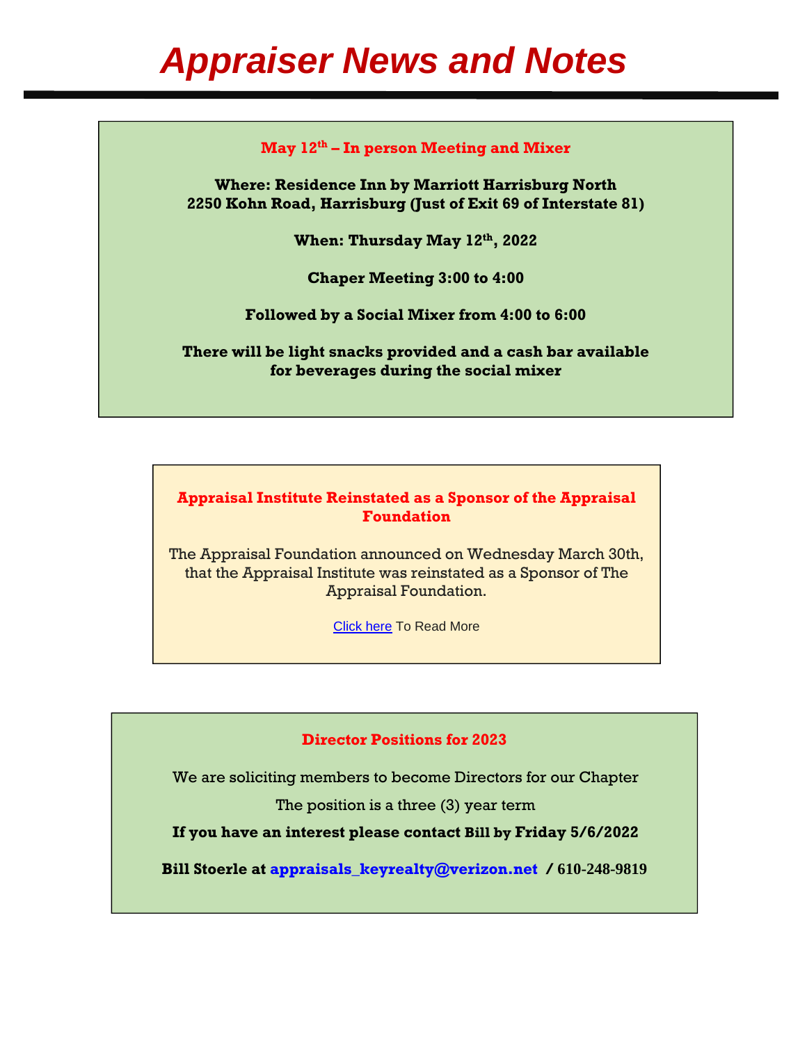# Appraiser News and Notes

## May 12th – In person Meeting and Mixer

**Where: Residence Inn by Marriott Harrisburg North**
**2250 Kohn Road, Harrisburg (Just of Exit 69 of Interstate 81)**

**When: Thursday May 12th, 2022**

**Chaper Meeting 3:00 to 4:00**

**Followed by a Social Mixer from 4:00 to 6:00**

**There will be light snacks provided and a cash bar available for beverages during the social mixer**

## Appraisal Institute Reinstated as a Sponsor of the Appraisal Foundation

The Appraisal Foundation announced on Wednesday March 30th, that the Appraisal Institute was reinstated as a Sponsor of The Appraisal Foundation.

Click here To Read More

## Director Positions for 2023

We are soliciting members to become Directors for our Chapter

The position is a three (3) year term

**If you have an interest please contact Bill by Friday 5/6/2022**

**Bill Storele at appraisals_keyrealty@verizon.net / 610-248-9819**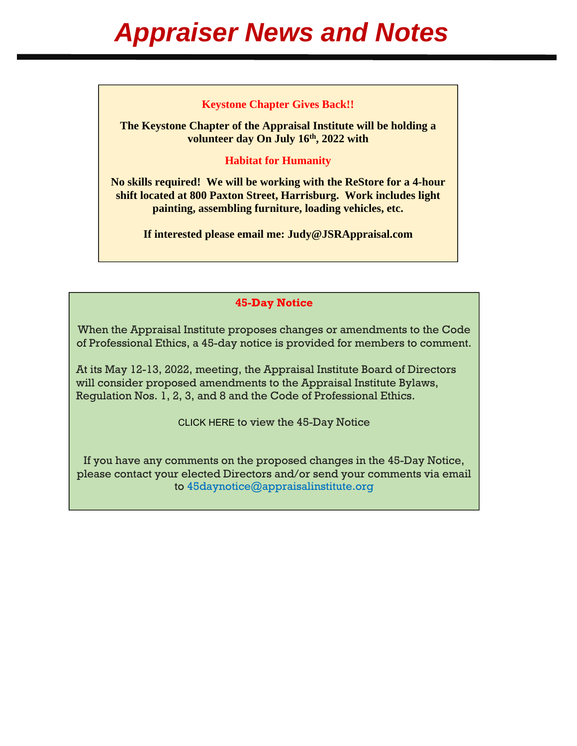# Appraiser News and Notes

## Keystone Chapter Gives Back!!

**The Keystone Chapter of the Appraisal Institute will be holding a volunteer day On July 16th, 2022 with**

**Habitat for Humanity**

**No skills required! We will be working with the ReStore for a 4-hour shift located at 800 Paxton Street, Harrisburg. Work includes light painting, assembling furniture, loading vehicles, etc.**

**If interested please email me: Judy@JSRAppraisal.com**

## 45-Day Notice

When the Appraisal Institute proposes changes or amendments to the Code of Professional Ethics, a 45-day notice is provided for members to comment.

At its May 12-13, 2022, meeting, the Appraisal Institute Board of Directors will consider proposed amendments to the Appraisal Institute Bylaws, Regulation Nos. 1, 2, 3, and 8 and the Code of Professional Ethics.

CLICK HERE to view the 45-Day Notice

If you have any comments on the proposed changes in the 45-Day Notice, please contact your elected Directors and/or send your comments via email to 45daynotice@appraisalinstitute.org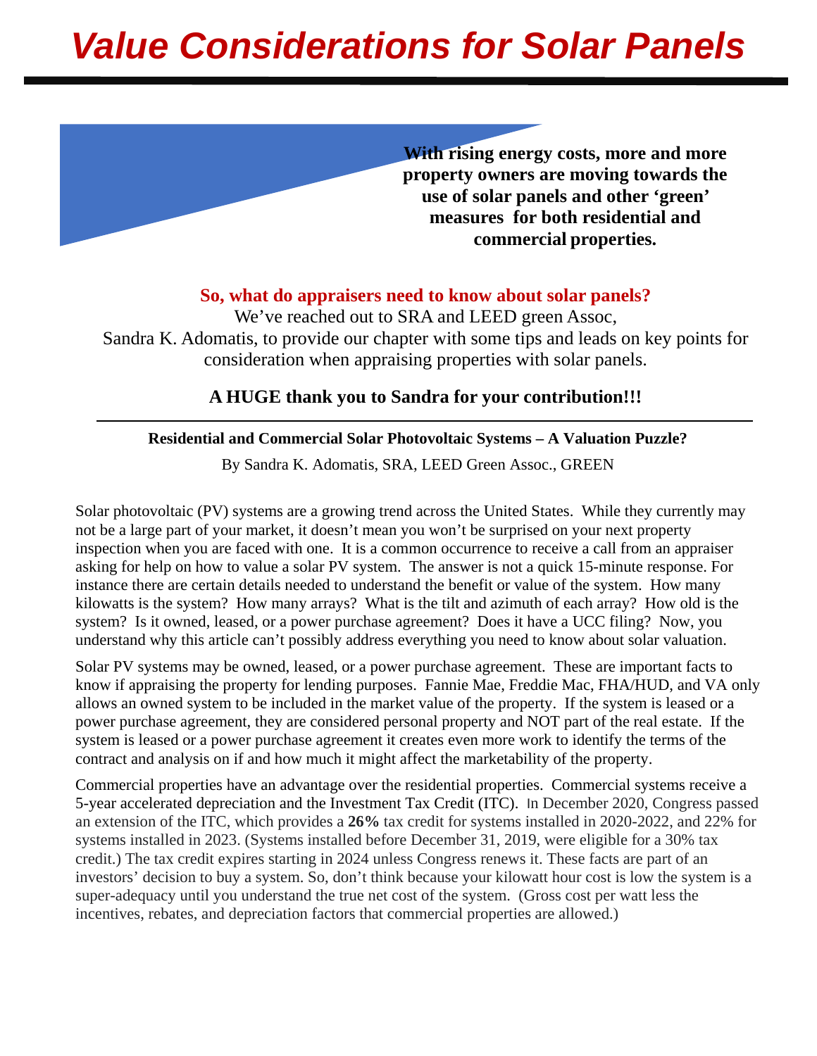# *Value Considerations for Solar Panels*

**With rising energy costs, more and more property owners are moving towards the use of solar panels and other 'green' measures for both residential and commercial properties.**

**So, what do appraisers need to know about solar panels?**

We've reached out to SRA and LEED green Assoc, Sandra K. Adomatis, to provide our chapter with some tips and leads on key points for consideration when appraising properties with solar panels.

**A HUGE thank you to Sandra for your contribution!!!**

---

**Residential and Commercial Solar Photovoltaic Systems – A Valuation Puzzle?**

By Sandra K. Adomatis, SRA, LEED Green Assoc., GREEN

Solar photovoltaic (PV) systems are a growing trend across the United States. While they currently may not be a large part of your market, it doesn't mean you won't be surprised on your next property inspection when you are faced with one. It is a common occurrence to receive a call from an appraiser asking for help on how to value a solar PV system. The answer is not a quick 15-minute response. For instance there are certain details needed to understand the benefit or value of the system. How many kilowatts is the system? How many arrays? What is the tilt and azimuth of each array? How old is the system? Is it owned, leased, or a power purchase agreement? Does it have a UCC filing? Now, you understand why this article can't possibly address everything you need to know about solar valuation.

Solar PV systems may be owned, leased, or a power purchase agreement. These are important facts to know if appraising the property for lending purposes. Fannie Mae, Freddie Mac, FHA/HUD, and VA only allows an owned system to be included in the market value of the property. If the system is leased or a power purchase agreement, they are considered personal property and NOT part of the real estate. If the system is leased or a power purchase agreement it creates even more work to identify the terms of the contract and analysis on if and how much it might affect the marketability of the property.

Commercial properties have an advantage over the residential properties. Commercial systems receive a 5-year accelerated depreciation and the Investment Tax Credit (ITC). In December 2020, Congress passed an extension of the ITC, which provides a **26%** tax credit for systems installed in 2020-2022, and 22% for systems installed in 2023. (Systems installed before December 31, 2019, were eligible for a 30% tax credit.) The tax credit expires starting in 2024 unless Congress renews it. These facts are part of an investors' decision to buy a system. So, don't think because your kilowatt hour cost is low the system is a super-adequacy until you understand the true net cost of the system. (Gross cost per watt less the incentives, rebates, and depreciation factors that commercial properties are allowed.)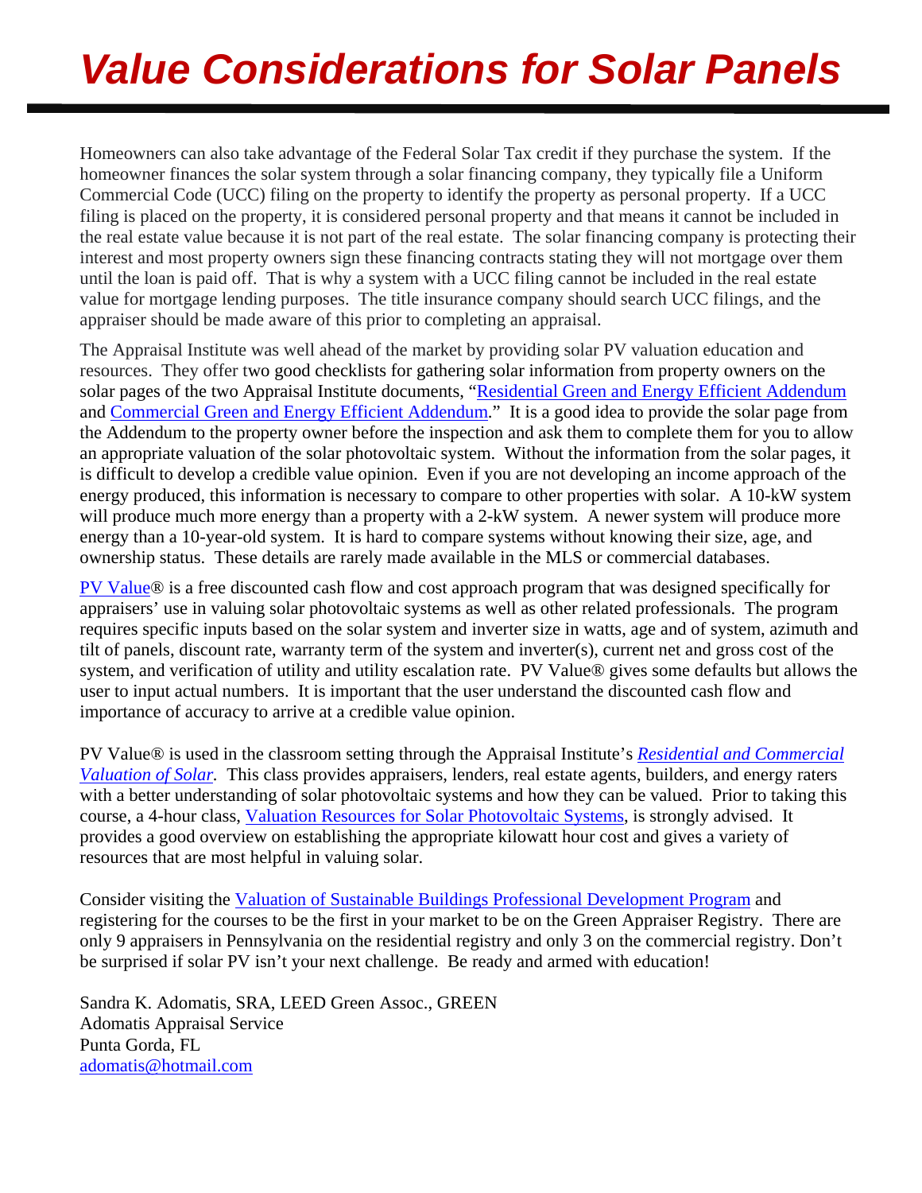# *Value Considerations for Solar Panels*

Homeowners can also take advantage of the Federal Solar Tax credit if they purchase the system. If the homeowner finances the solar system through a solar financing company, they typically file a Uniform Commercial Code (UCC) filing on the property to identify the property as personal property. If a UCC filing is placed on the property, it is considered personal property and that means it cannot be included in the real estate value because it is not part of the real estate. The solar financing company is protecting their interest and most property owners sign these financing contracts stating they will not mortgage over them until the loan is paid off. That is why a system with a UCC filing cannot be included in the real estate value for mortgage lending purposes. The title insurance company should search UCC filings, and the appraiser should be made aware of this prior to completing an appraisal.

The Appraisal Institute was well ahead of the market by providing solar PV valuation education and resources. They offer two good checklists for gathering solar information from property owners on the solar pages of the two Appraisal Institute documents, "Residential Green and Energy Efficient Addendum and Commercial Green and Energy Efficient Addendum." It is a good idea to provide the solar page from the Addendum to the property owner before the inspection and ask them to complete them for you to allow an appropriate valuation of the solar photovoltaic system. Without the information from the solar pages, it is difficult to develop a credible value opinion. Even if you are not developing an income approach of the energy produced, this information is necessary to compare to other properties with solar. A 10-kW system will produce much more energy than a property with a 2-kW system. A newer system will produce more energy than a 10-year-old system. It is hard to compare systems without knowing their size, age, and ownership status. These details are rarely made available in the MLS or commercial databases.

PV Value® is a free discounted cash flow and cost approach program that was designed specifically for appraisers' use in valuing solar photovoltaic systems as well as other related professionals. The program requires specific inputs based on the solar system and inverter size in watts, age and of system, azimuth and tilt of panels, discount rate, warranty term of the system and inverter(s), current net and gross cost of the system, and verification of utility and utility escalation rate. PV Value® gives some defaults but allows the user to input actual numbers. It is important that the user understand the discounted cash flow and importance of accuracy to arrive at a credible value opinion.

PV Value® is used in the classroom setting through the Appraisal Institute's *Residential and Commercial Valuation of Solar*. This class provides appraisers, lenders, real estate agents, builders, and energy raters with a better understanding of solar photovoltaic systems and how they can be valued. Prior to taking this course, a 4-hour class, Valuation Resources for Solar Photovoltaic Systems, is strongly advised. It provides a good overview on establishing the appropriate kilowatt hour cost and gives a variety of resources that are most helpful in valuing solar.

Consider visiting the Valuation of Sustainable Buildings Professional Development Program and registering for the courses to be the first in your market to be on the Green Appraiser Registry. There are only 9 appraisers in Pennsylvania on the residential registry and only 3 on the commercial registry. Don't be surprised if solar PV isn't your next challenge. Be ready and armed with education!

Sandra K. Adomatis, SRA, LEED Green Assoc., GREEN
Adomatis Appraisal Service
Punta Gorda, FL
adomatis@hotmail.com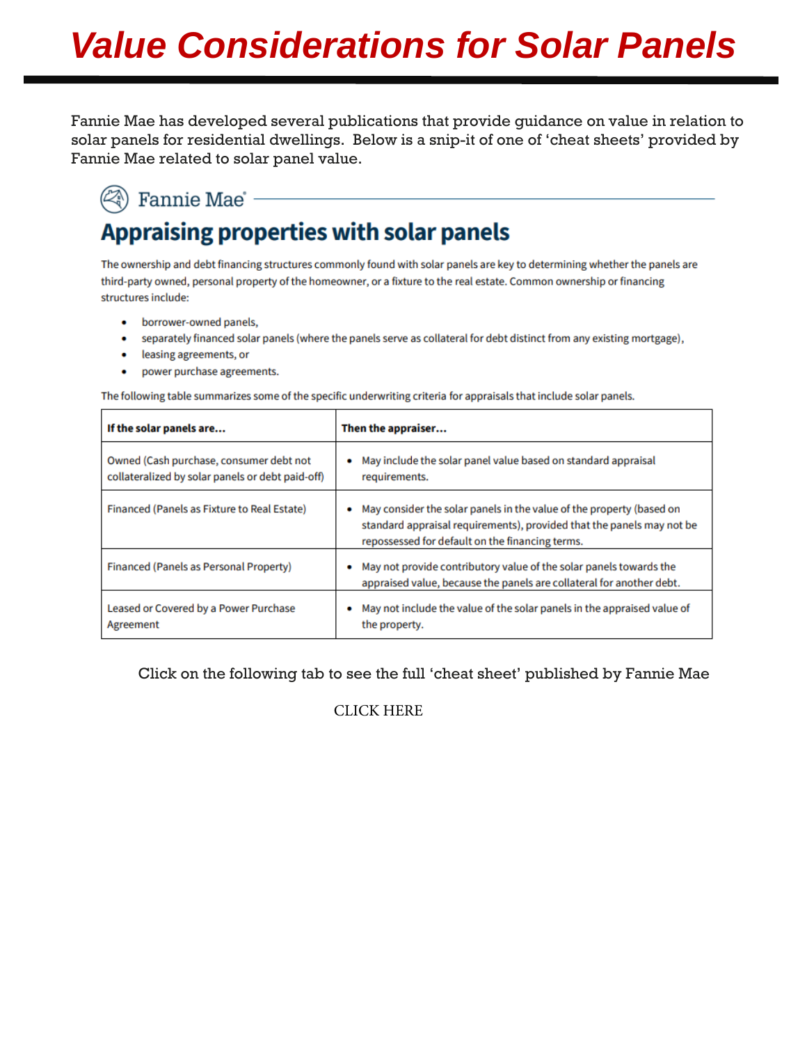# *Value Considerations for Solar Panels*

Fannie Mae has developed several publications that provide guidance on value in relation to solar panels for residential dwellings. Below is a snip-it of one of 'cheat sheets' provided by Fannie Mae related to solar panel value.

Fannie Mae®

## Appraising properties with solar panels

The ownership and debt financing structures commonly found with solar panels are key to determining whether the panels are third-party owned, personal property of the homeowner, or a fixture to the real estate. Common ownership or financing structures include:

- borrower-owned panels,
- separately financed solar panels (where the panels serve as collateral for debt distinct from any existing mortgage),
- leasing agreements, or
- power purchase agreements.

The following table summarizes some of the specific underwriting criteria for appraisals that include solar panels.

| If the solar panels are... | Then the appraiser... |
|---|---|
| Owned (Cash purchase, consumer debt not collateralized by solar panels or debt paid-off) | • May include the solar panel value based on standard appraisal requirements. |
| Financed (Panels as Fixture to Real Estate) | • May consider the solar panels in the value of the property (based on standard appraisal requirements), provided that the panels may not be repossessed for default on the financing terms. |
| Financed (Panels as Personal Property) | • May not provide contributory value of the solar panels towards the appraised value, because the panels are collateral for another debt. |
| Leased or Covered by a Power Purchase Agreement | • May not include the value of the solar panels in the appraised value of the property. |

Click on the following tab to see the full 'cheat sheet' published by Fannie Mae

CLICK HERE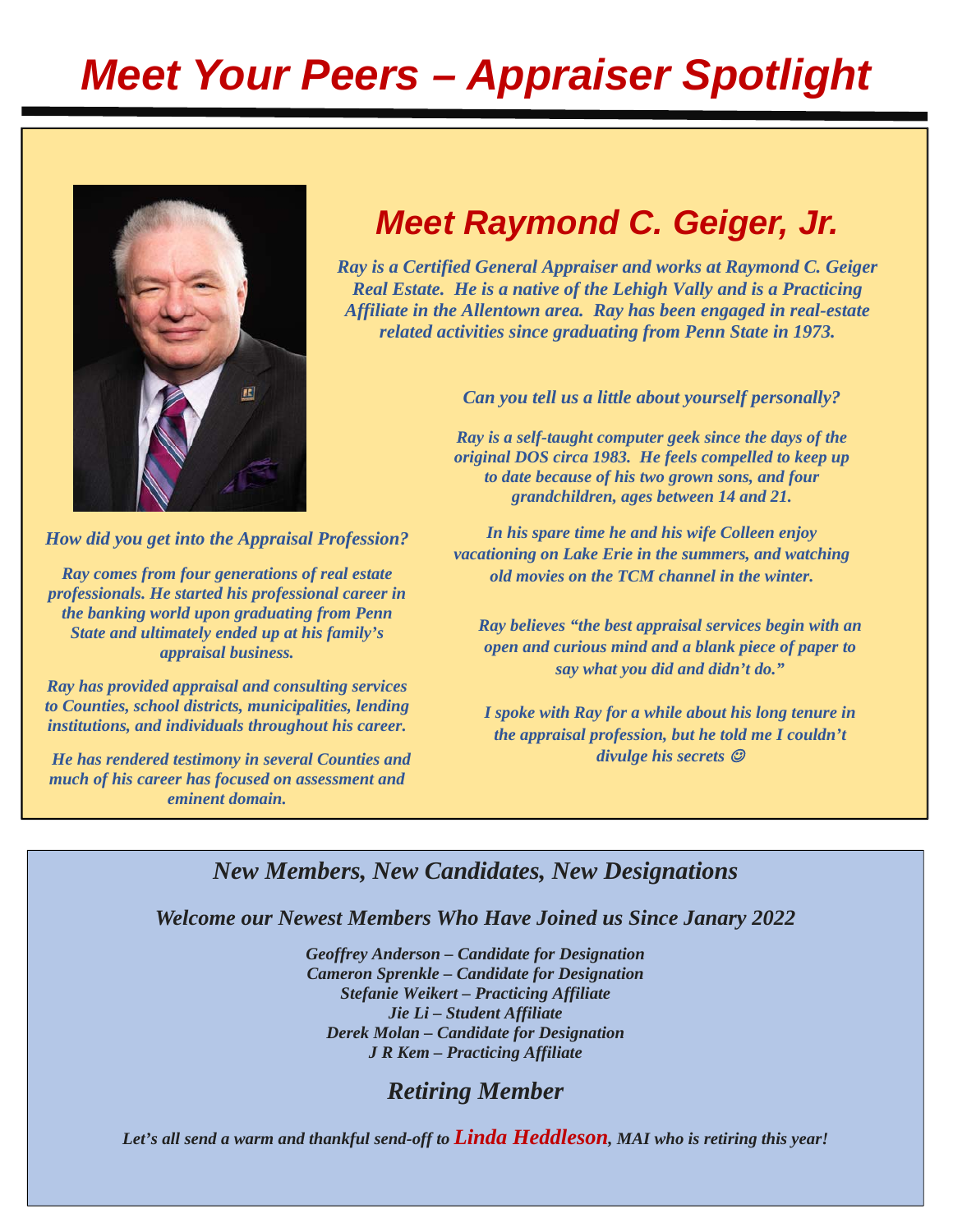# *Meet Your Peers – Appraiser Spotlight*

## *Meet Raymond C. Geiger, Jr.*

***Ray is a Certified General Appraiser and works at Raymond C. Geiger Real Estate. He is a native of the Lehigh Vally and is a Practicing Affiliate in the Allentown area. Ray has been engaged in real-estate related activities since graduating from Penn State in 1973.***

***How did you get into the Appraisal Profession?***

***Ray comes from four generations of real estate professionals. He started his professional career in the banking world upon graduating from Penn State and ultimately ended up at his family's appraisal business.***

***Ray has provided appraisal and consulting services to Counties, school districts, municipalities, lending institutions, and individuals throughout his career.***

***He has rendered testimony in several Counties and much of his career has focused on assessment and eminent domain.***

***Can you tell us a little about yourself personally?***

***Ray is a self-taught computer geek since the days of the original DOS circa 1983. He feels compelled to keep up to date because of his two grown sons, and four grandchildren, ages between 14 and 21.***

***In his spare time he and his wife Colleen enjoy vacationing on Lake Erie in the summers, and watching old movies on the TCM channel in the winter.***

***Ray believes "the best appraisal services begin with an open and curious mind and a blank piece of paper to say what you did and didn't do."***

***I spoke with Ray for a while about his long tenure in the appraisal profession, but he told me I couldn't divulge his secrets ☺***

## *New Members, New Candidates, New Designations*

### *Welcome our Newest Members Who Have Joined us Since Janary 2022*

***Geoffrey Anderson – Candidate for Designation***
***Cameron Sprenkle – Candidate for Designation***
***Stefanie Weikert – Practicing Affiliate***
***Jie Li – Student Affiliate***
***Derek Molan – Candidate for Designation***
***J R Kem – Practicing Affiliate***

## *Retiring Member*

***Let's all send a warm and thankful send-off to Linda Heddleson, MAI who is retiring this year!***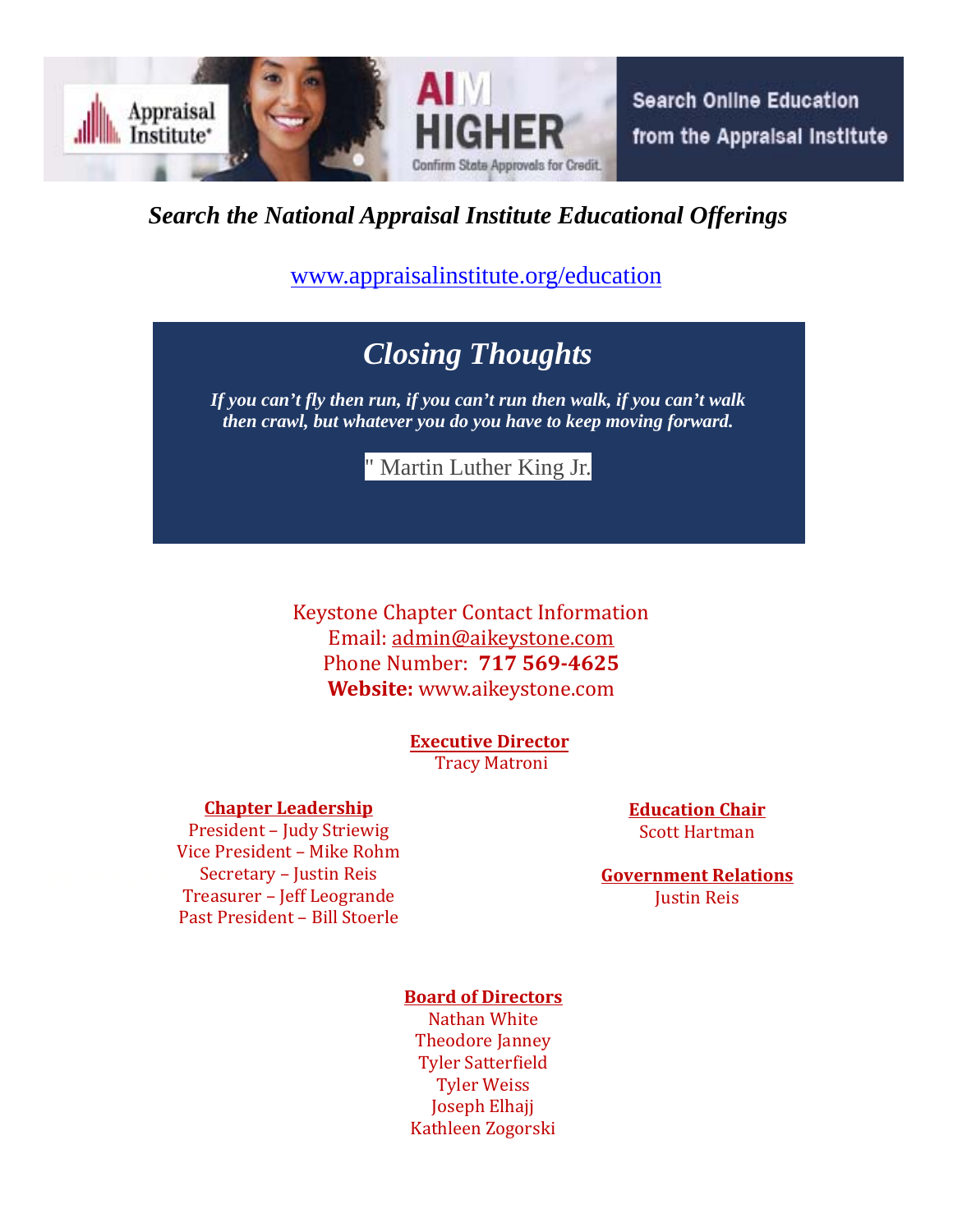Appraisal Institute® AIM HIGHER Confirm State Approvals for Credit. Search Online Education from the Appraisal Institute

***Search the National Appraisal Institute Educational Offerings***

[www.appraisalinstitute.org/education](http://www.appraisalinstitute.org/education)

## *Closing Thoughts*

***If you can't fly then run, if you can't run then walk, if you can't walk then crawl, but whatever you do you have to keep moving forward.***

" Martin Luther King Jr.

Keystone Chapter Contact Information
Email: admin@aikeystone.com
Phone Number: **717 569-4625**
**Website:** www.aikeystone.com

**Executive Director**
Tracy Matroni

**Chapter Leadership**
President – Judy Striewig
Vice President – Mike Rohm
Secretary – Justin Reis
Treasurer – Jeff Leogrande
Past President – Bill Stoerle

**Education Chair**
Scott Hartman

**Government Relations**
Justin Reis

**Board of Directors**
Nathan White
Theodore Janney
Tyler Satterfield
Tyler Weiss
Joseph Elhajj
Kathleen Zogorski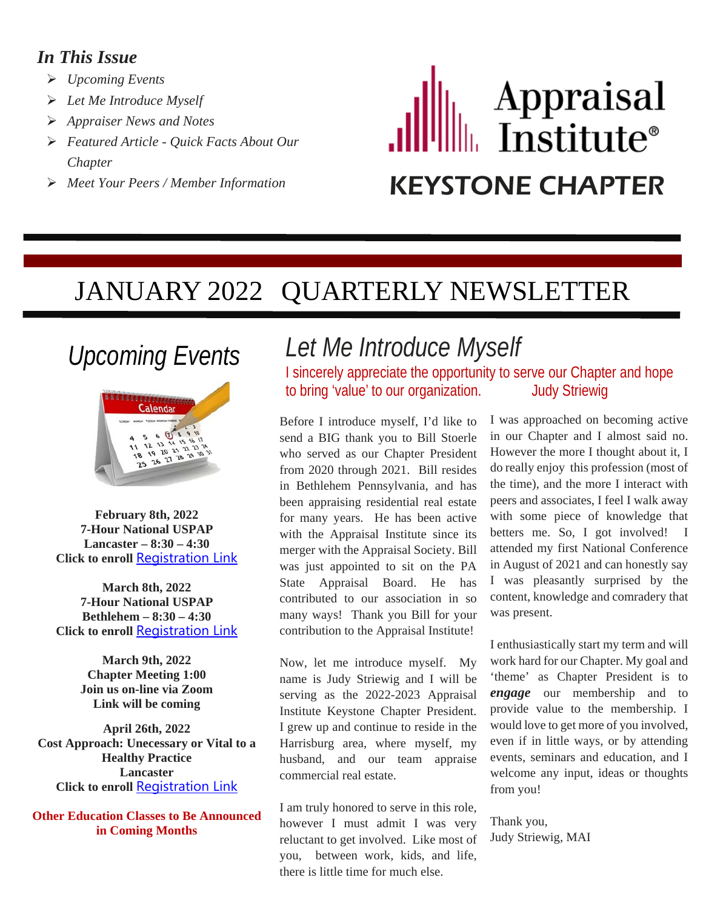### *In This Issue*

- *Upcoming Events*
- *Let Me Introduce Myself*
- *Appraiser News and Notes*
- *Featured Article - Quick Facts About Our Chapter*
- *Meet Your Peers / Member Information*

Appraisal Institute®

KEYSTONE CHAPTER

# JANUARY 2022 QUARTERLY NEWSLETTER

## *Upcoming Events*

**February 8th, 2022**
**7-Hour National USPAP**
**Lancaster – 8:30 – 4:30**
**Click to enroll** Registration Link

**March 8th, 2022**
**7-Hour National USPAP**
**Bethlehem – 8:30 – 4:30**
**Click to enroll** Registration Link

**March 9th, 2022**
**Chapter Meeting 1:00**
**Join us on-line via Zoom**
**Link will be coming**

**April 26th, 2022**
**Cost Approach: Unecessary or Vital to a Healthy Practice**
**Lancaster**
**Click to enroll** Registration Link

**Other Education Classes to Be Announced in Coming Months**

## *Let Me Introduce Myself*

I sincerely appreciate the opportunity to serve our Chapter and hope to bring 'value' to our organization. Judy Striewig

Before I introduce myself, I'd like to send a BIG thank you to Bill Stoerle who served as our Chapter President from 2020 through 2021. Bill resides in Bethlehem Pennsylvania, and has been appraising residential real estate for many years. He has been active with the Appraisal Institute since its merger with the Appraisal Society. Bill was just appointed to sit on the PA State Appraisal Board. He has contributed to our association in so many ways! Thank you Bill for your contribution to the Appraisal Institute!

Now, let me introduce myself. My name is Judy Striewig and I will be serving as the 2022-2023 Appraisal Institute Keystone Chapter President. I grew up and continue to reside in the Harrisburg area, where myself, my husband, and our team appraise commercial real estate.

I am truly honored to serve in this role, however I must admit I was very reluctant to get involved. Like most of you, between work, kids, and life, there is little time for much else.

I was approached on becoming active in our Chapter and I almost said no. However the more I thought about it, I do really enjoy this profession (most of the time), and the more I interact with peers and associates, I feel I walk away with some piece of knowledge that betters me. So, I got involved! I attended my first National Conference in August of 2021 and can honestly say I was pleasantly surprised by the content, knowledge and comradery that was present.

I enthusiastically start my term and will work hard for our Chapter. My goal and 'theme' as Chapter President is to ***engage*** our membership and to provide value to the membership. I would love to get more of you involved, even if in little ways, or by attending events, seminars and education, and I welcome any input, ideas or thoughts from you!

Thank you,
Judy Striewig, MAI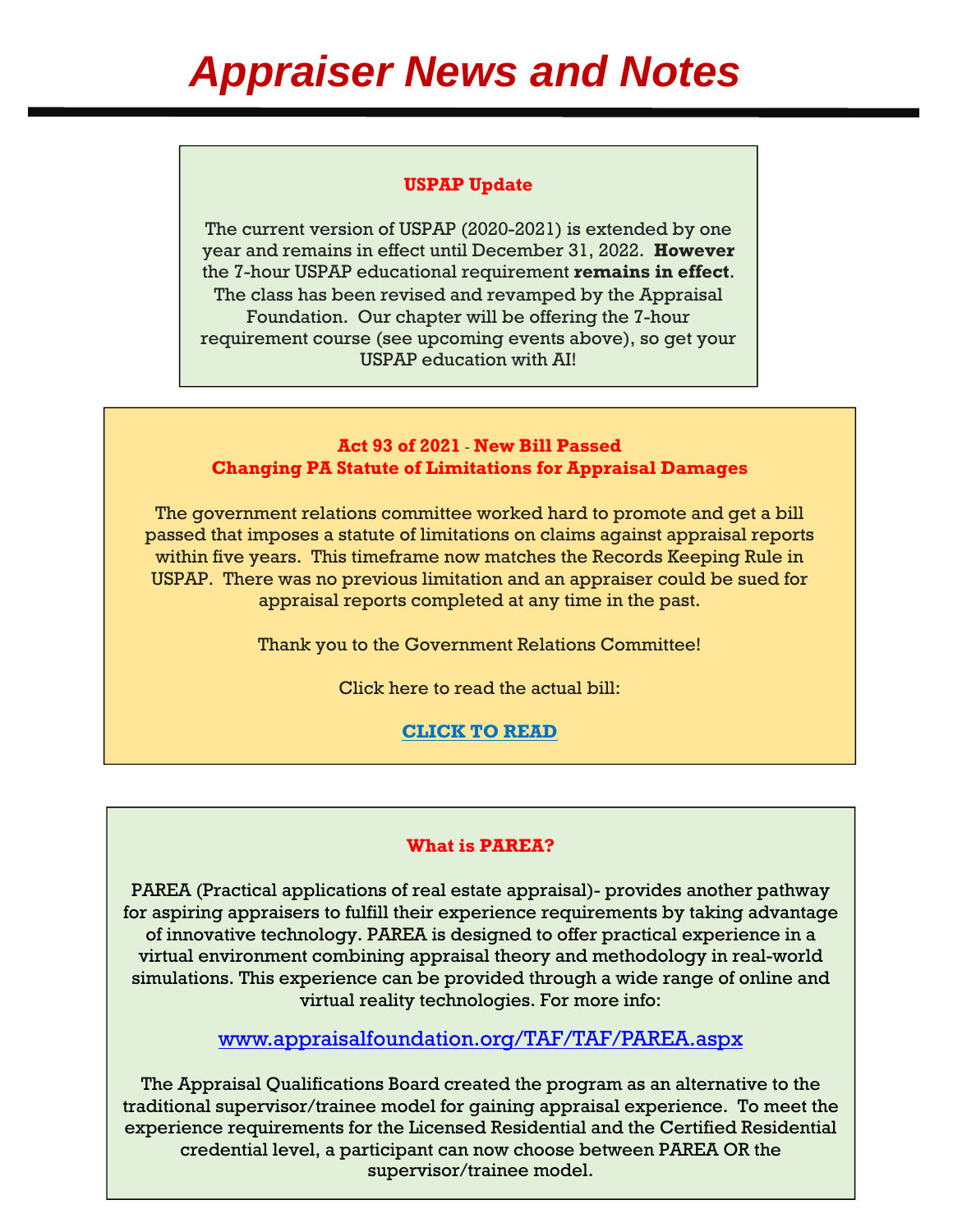# Appraiser News and Notes

### USPAP Update

The current version of USPAP (2020-2021) is extended by one year and remains in effect until December 31, 2022. **However** the 7-hour USPAP educational requirement **remains in effect**. The class has been revised and revamped by the Appraisal Foundation. Our chapter will be offering the 7-hour requirement course (see upcoming events above), so get your USPAP education with AI!

### Act 93 of 2021 - New Bill Passed
### Changing PA Statute of Limitations for Appraisal Damages

The government relations committee worked hard to promote and get a bill passed that imposes a statute of limitations on claims against appraisal reports within five years. This timeframe now matches the Records Keeping Rule in USPAP. There was no previous limitation and an appraiser could be sued for appraisal reports completed at any time in the past.

Thank you to the Government Relations Committee!

Click here to read the actual bill:

**CLICK TO READ**

### What is PAREA?

PAREA (Practical applications of real estate appraisal)- provides another pathway for aspiring appraisers to fulfill their experience requirements by taking advantage of innovative technology. PAREA is designed to offer practical experience in a virtual environment combining appraisal theory and methodology in real-world simulations. This experience can be provided through a wide range of online and virtual reality technologies. For more info:

www.appraisalfoundation.org/TAF/TAF/PAREA.aspx

The Appraisal Qualifications Board created the program as an alternative to the traditional supervisor/trainee model for gaining appraisal experience. To meet the experience requirements for the Licensed Residential and the Certified Residential credential level, a participant can now choose between PAREA OR the supervisor/trainee model.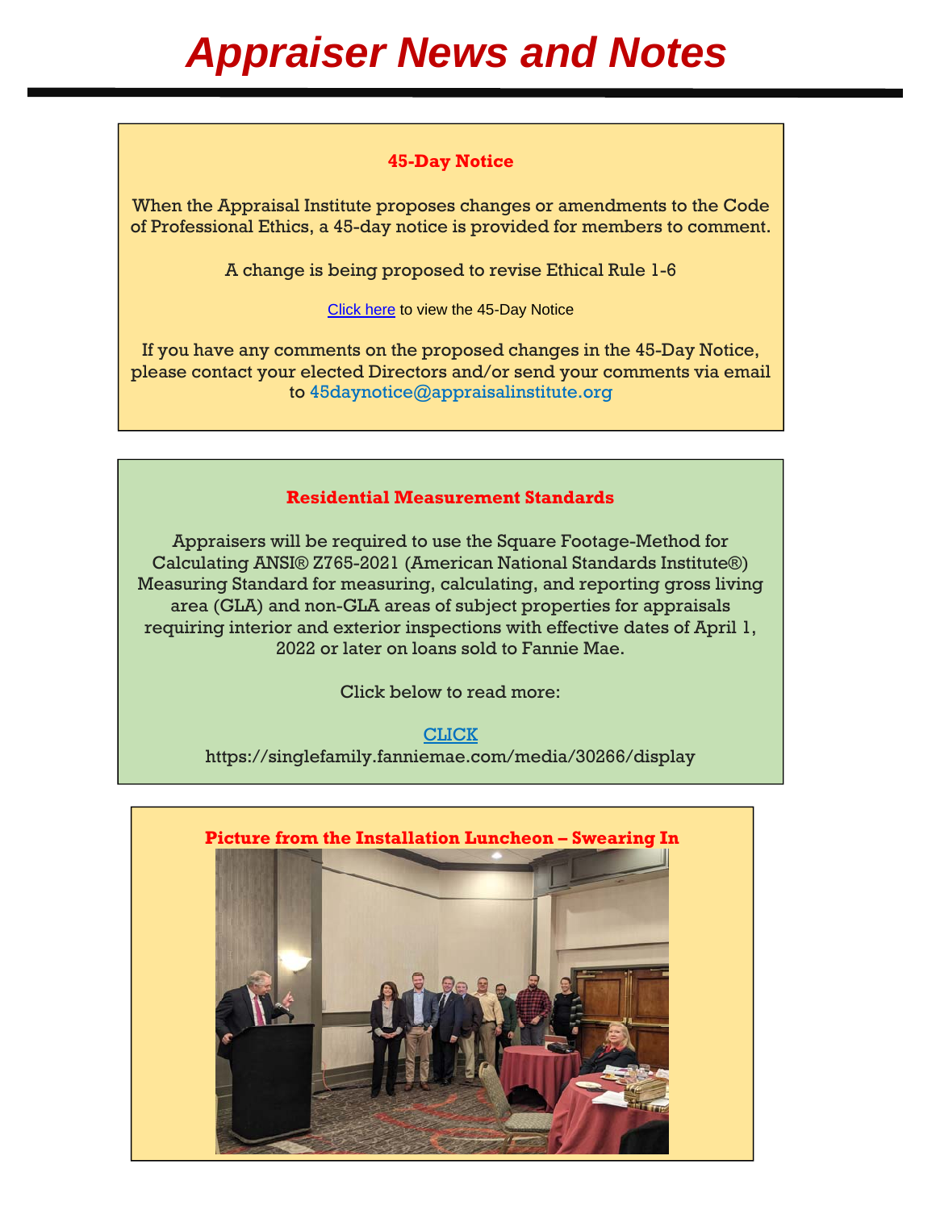# Appraiser News and Notes

## 45-Day Notice

When the Appraisal Institute proposes changes or amendments to the Code of Professional Ethics, a 45-day notice is provided for members to comment.

A change is being proposed to revise Ethical Rule 1-6

Click here to view the 45-Day Notice

If you have any comments on the proposed changes in the 45-Day Notice, please contact your elected Directors and/or send your comments via email to 45daynotice@appraisalinstitute.org

## Residential Measurement Standards

Appraisers will be required to use the Square Footage-Method for Calculating ANSI® Z765-2021 (American National Standards Institute®) Measuring Standard for measuring, calculating, and reporting gross living area (GLA) and non-GLA areas of subject properties for appraisals requiring interior and exterior inspections with effective dates of April 1, 2022 or later on loans sold to Fannie Mae.

Click below to read more:

CLICK
https://singlefamily.fanniemae.com/media/30266/display

## Picture from the Installation Luncheon – Swearing In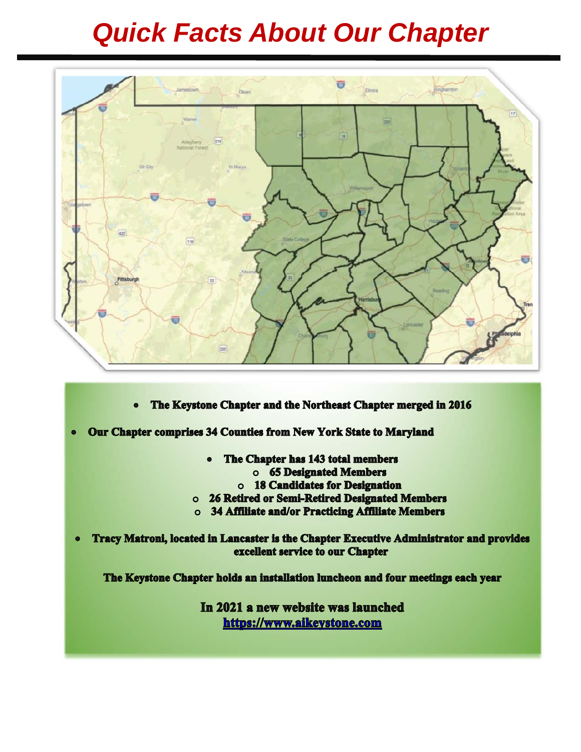# *Quick Facts About Our Chapter*

- **The Keystone Chapter and the Northeast Chapter merged in 2016**
- **Our Chapter comprises 34 Counties from New York State to Maryland**
- **The Chapter has 143 total members**
  - **65 Designated Members**
  - **18 Candidates for Designation**
  - **26 Retired or Semi-Retired Designated Members**
  - **34 Affiliate and/or Practicing Affiliate Members**
- **Tracy Matroni, located in Lancaster is the Chapter Executive Administrator and provides excellent service to our Chapter**

**The Keystone Chapter holds an installation luncheon and four meetings each year**

**In 2021 a new website was launched**
**[https://www.aikeystone.com](https://www.aikeystone.com)**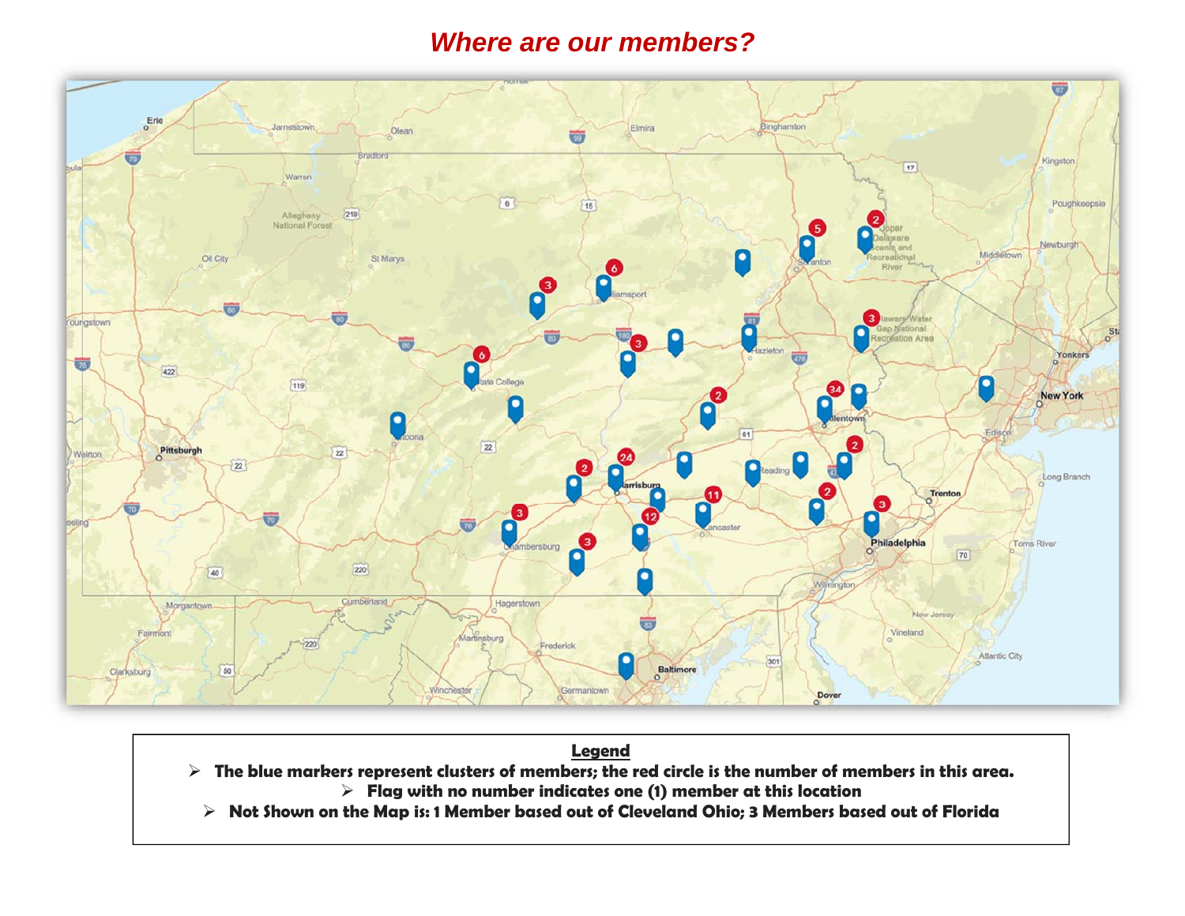## *Where are our members?*

**Legend**

- **The blue markers represent clusters of members; the red circle is the number of members in this area.**
- **Flag with no number indicates one (1) member at this location**
- **Not Shown on the Map is: 1 Member based out of Cleveland Ohio; 3 Members based out of Florida**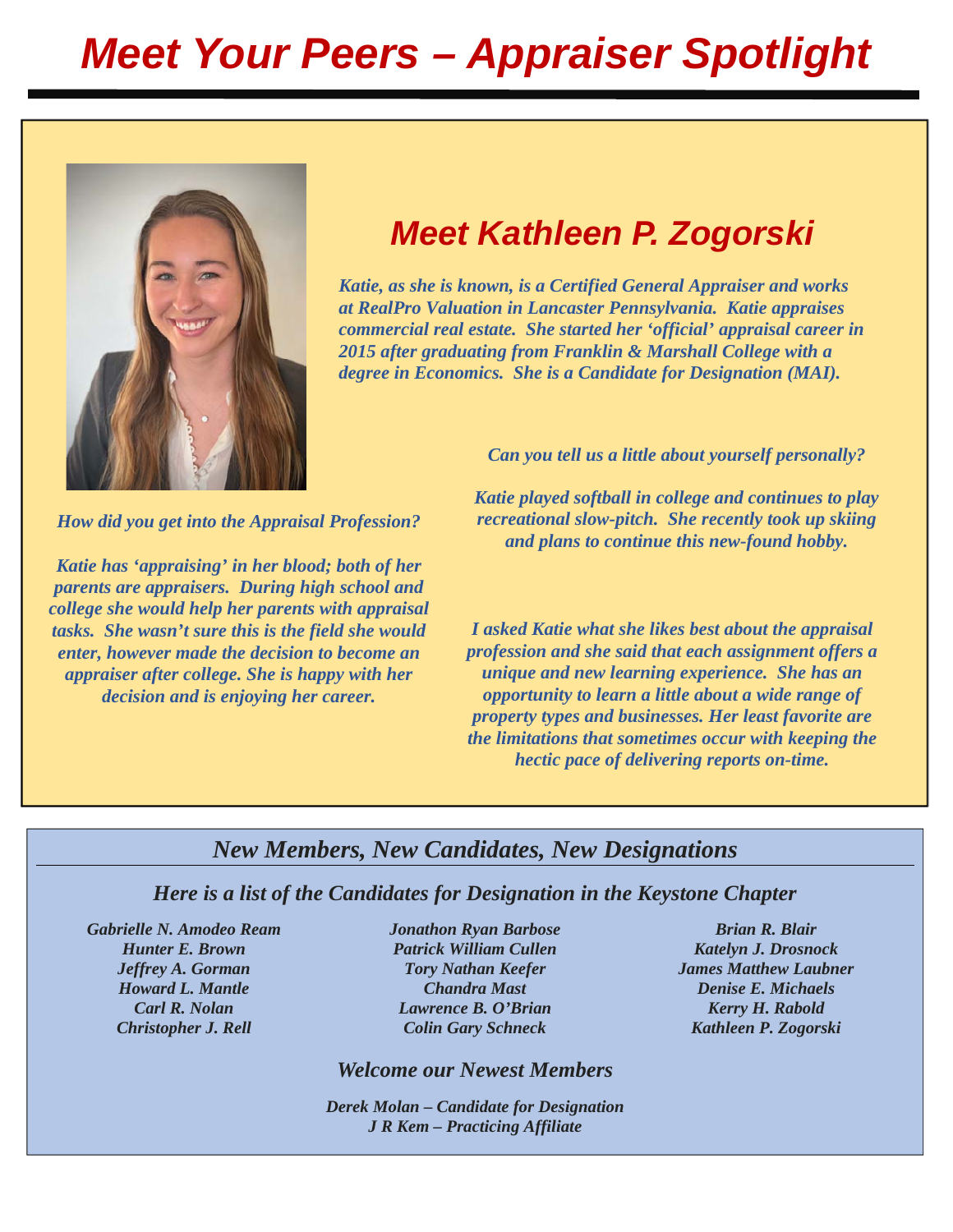# *Meet Your Peers – Appraiser Spotlight*

## *Meet Kathleen P. Zogorski*

***Katie, as she is known, is a Certified General Appraiser and works at RealPro Valuation in Lancaster Pennsylvania. Katie appraises commercial real estate. She started her 'official' appraisal career in 2015 after graduating from Franklin & Marshall College with a degree in Economics. She is a Candidate for Designation (MAI).***

***How did you get into the Appraisal Profession?***

***Katie has 'appraising' in her blood; both of her parents are appraisers. During high school and college she would help her parents with appraisal tasks. She wasn't sure this is the field she would enter, however made the decision to become an appraiser after college. She is happy with her decision and is enjoying her career.***

***Can you tell us a little about yourself personally?***

***Katie played softball in college and continues to play recreational slow-pitch. She recently took up skiing and plans to continue this new-found hobby.***

***I asked Katie what she likes best about the appraisal profession and she said that each assignment offers a unique and new learning experience. She has an opportunity to learn a little about a wide range of property types and businesses. Her least favorite are the limitations that sometimes occur with keeping the hectic pace of delivering reports on-time.***

## *New Members, New Candidates, New Designations*

### *Here is a list of the Candidates for Designation in the Keystone Chapter*

***Gabrielle N. Amodeo Ream***
***Hunter E. Brown***
***Jeffrey A. Gorman***
***Howard L. Mantle***
***Carl R. Nolan***
***Christopher J. Rell***
***Jonathon Ryan Barbose***
***Patrick William Cullen***
***Tory Nathan Keefer***
***Chandra Mast***
***Lawrence B. O'Brian***
***Colin Gary Schneck***
***Brian R. Blair***
***Katelyn J. Drosnock***
***James Matthew Laubner***
***Denise E. Michaels***
***Kerry H. Rabold***
***Kathleen P. Zogorski***

### *Welcome our Newest Members*

***Derek Molan – Candidate for Designation***
***J R Kem – Practicing Affiliate***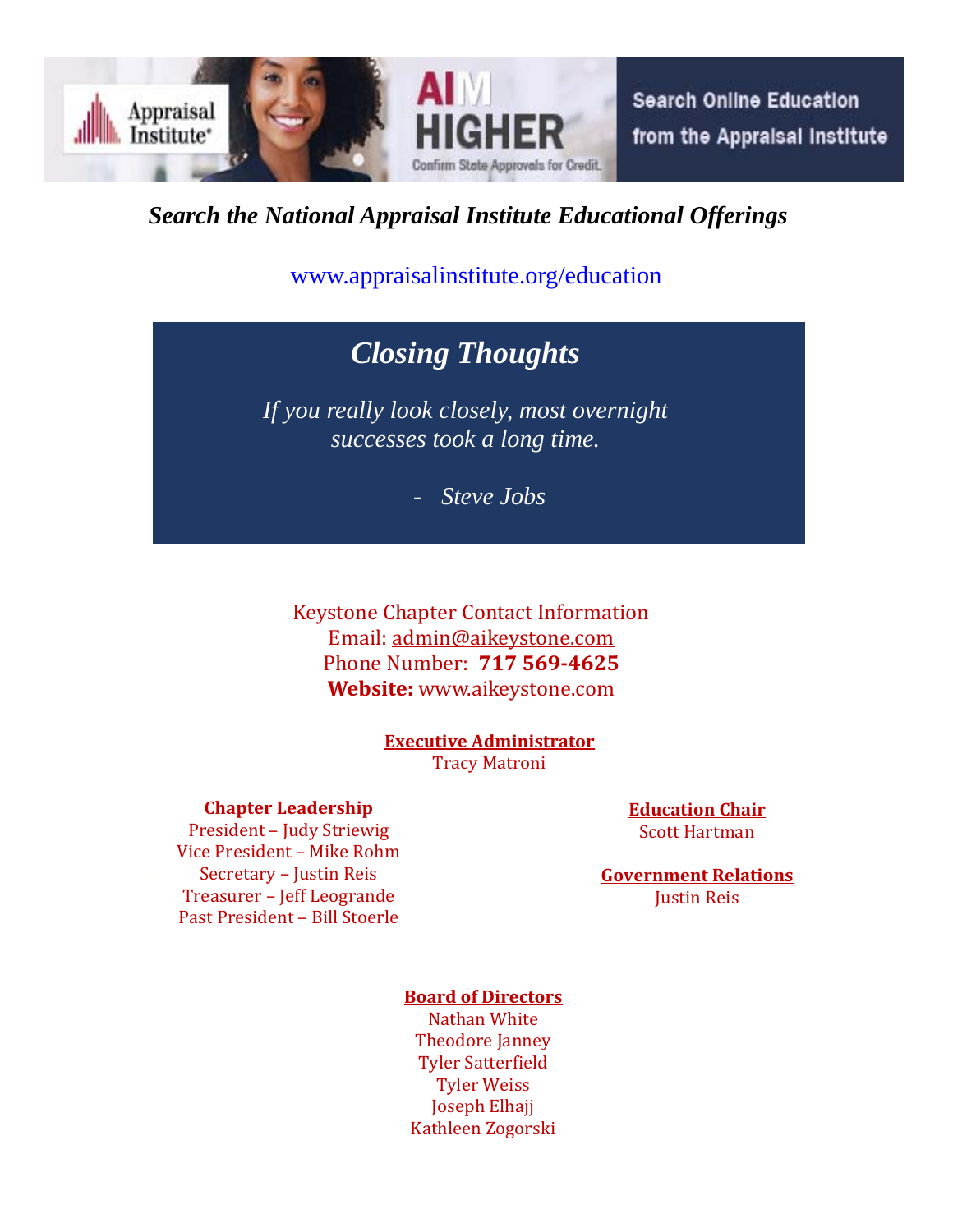Search Online Education from the Appraisal Institute

AIM HIGHER

Confirm State Approvals for Credit.

***Search the National Appraisal Institute Educational Offerings***

www.appraisalinstitute.org/education

## *Closing Thoughts*

*If you really look closely, most overnight successes took a long time.*

*- Steve Jobs*

Keystone Chapter Contact Information
Email: admin@aikeystone.com
Phone Number: **717 569-4625**
**Website:** www.aikeystone.com

**Executive Administrator**
Tracy Matroni

**Chapter Leadership**
President – Judy Striewig
Vice President – Mike Rohm
Secretary – Justin Reis
Treasurer – Jeff Leogrande
Past President – Bill Stoerle

**Education Chair**
Scott Hartman

**Government Relations**
Justin Reis

**Board of Directors**
Nathan White
Theodore Janney
Tyler Satterfield
Tyler Weiss
Joseph Elhajj
Kathleen Zogorski